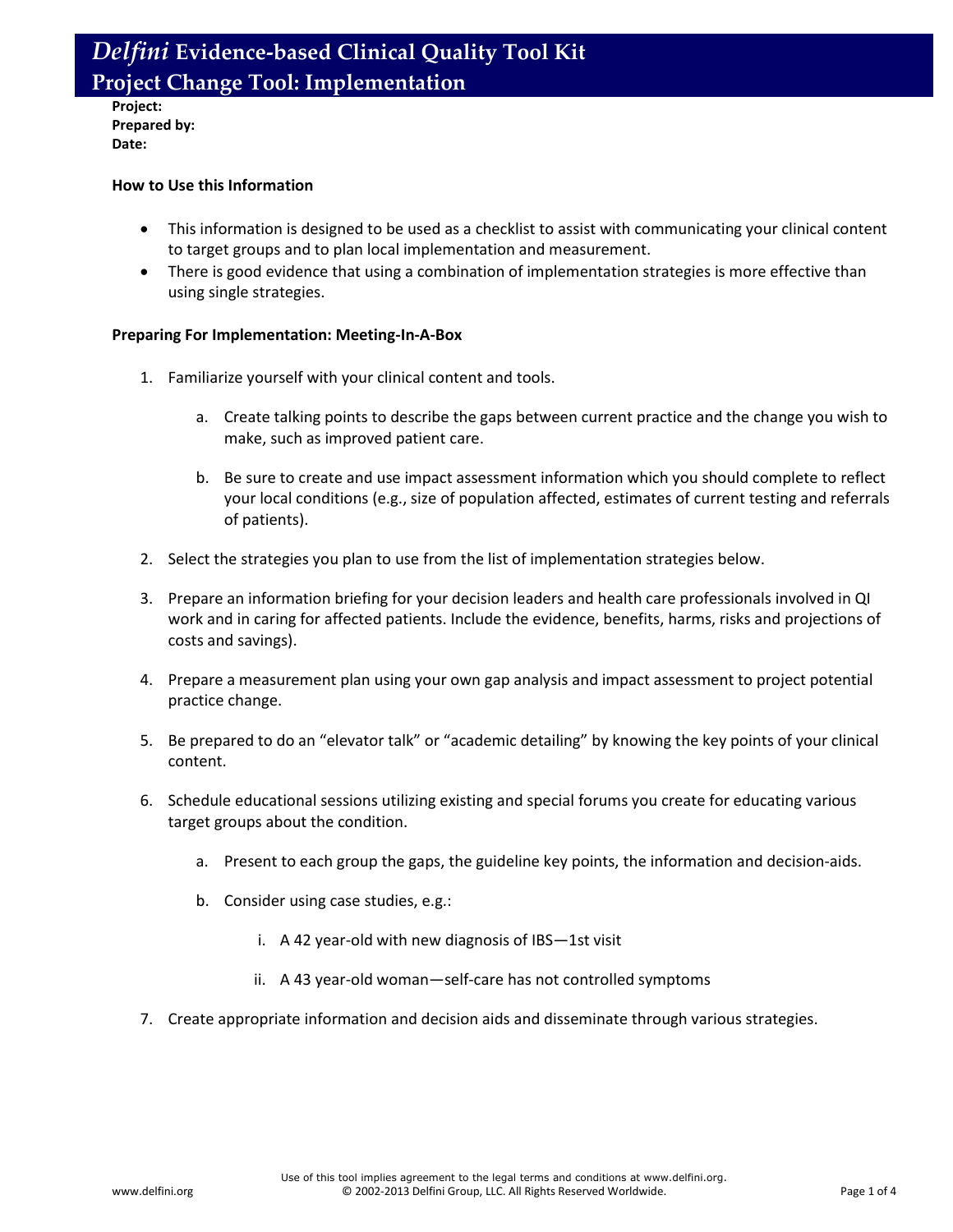# *Delfini* Evidence-based Clinical Quality Tool Kit
## Project Change Tool: Implementation

**Project:**
**Prepared by:**
**Date:**

**How to Use this Information**

- This information is designed to be used as a checklist to assist with communicating your clinical content to target groups and to plan local implementation and measurement.
- There is good evidence that using a combination of implementation strategies is more effective than using single strategies.

**Preparing For Implementation: Meeting-In-A-Box**

1. Familiarize yourself with your clinical content and tools.

    a. Create talking points to describe the gaps between current practice and the change you wish to make, such as improved patient care.

    b. Be sure to create and use impact assessment information which you should complete to reflect your local conditions (e.g., size of population affected, estimates of current testing and referrals of patients).

2. Select the strategies you plan to use from the list of implementation strategies below.

3. Prepare an information briefing for your decision leaders and health care professionals involved in QI work and in caring for affected patients. Include the evidence, benefits, harms, risks and projections of costs and savings).

4. Prepare a measurement plan using your own gap analysis and impact assessment to project potential practice change.

5. Be prepared to do an "elevator talk" or "academic detailing" by knowing the key points of your clinical content.

6. Schedule educational sessions utilizing existing and special forums you create for educating various target groups about the condition.

    a. Present to each group the gaps, the guideline key points, the information and decision-aids.

    b. Consider using case studies, e.g.:

        i. A 42 year-old with new diagnosis of IBS—1st visit

        ii. A 43 year-old woman—self-care has not controlled symptoms

7. Create appropriate information and decision aids and disseminate through various strategies.

Use of this tool implies agreement to the legal terms and conditions at www.delfini.org.
© 2002-2013 Delfini Group, LLC. All Rights Reserved Worldwide.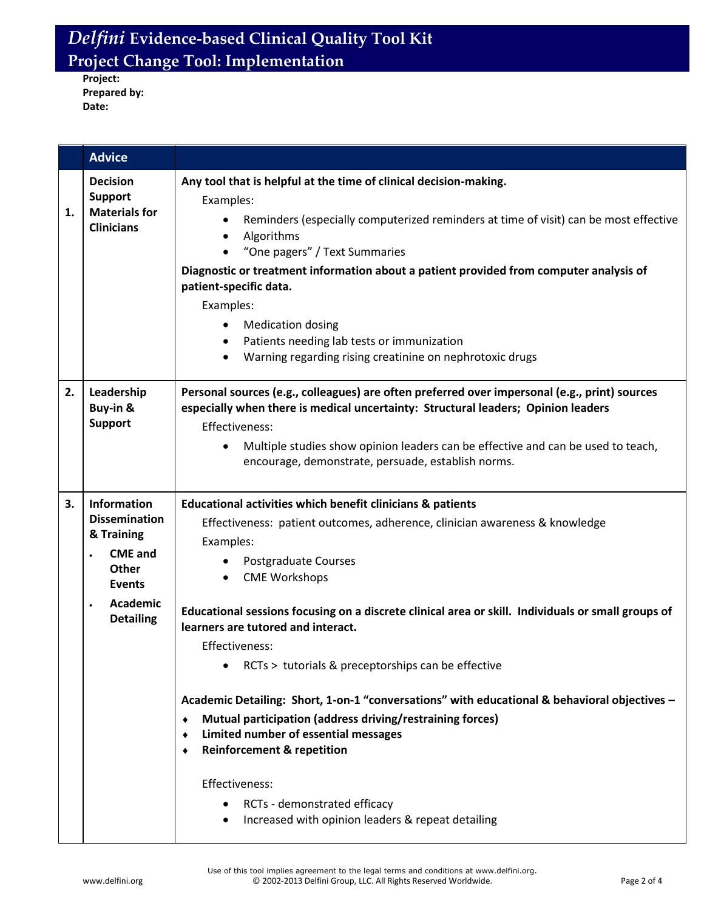# *Delfini* Evidence-based Clinical Quality Tool Kit
## Project Change Tool: Implementation

**Project:**
**Prepared by:**
**Date:**

| | **Advice** | |
|---|---|---|
| **1.** | **Decision Support Materials for Clinicians** | **Any tool that is helpful at the time of clinical decision-making.**<br>Examples:<br>• Reminders (especially computerized reminders at time of visit) can be most effective<br>• Algorithms<br>• "One pagers" / Text Summaries<br>**Diagnostic or treatment information about a patient provided from computer analysis of patient-specific data.**<br>Examples:<br>• Medication dosing<br>• Patients needing lab tests or immunization<br>• Warning regarding rising creatinine on nephrotoxic drugs |
| **2.** | **Leadership Buy-in & Support** | **Personal sources (e.g., colleagues) are often preferred over impersonal (e.g., print) sources especially when there is medical uncertainty: Structural leaders; Opinion leaders**<br>Effectiveness:<br>• Multiple studies show opinion leaders can be effective and can be used to teach, encourage, demonstrate, persuade, establish norms. |
| **3.** | **Information Dissemination & Training**<br>• **CME and Other Events**<br>• **Academic Detailing** | **Educational activities which benefit clinicians & patients**<br>Effectiveness: patient outcomes, adherence, clinician awareness & knowledge<br>Examples:<br>• Postgraduate Courses<br>• CME Workshops<br><br>**Educational sessions focusing on a discrete clinical area or skill. Individuals or small groups of learners are tutored and interact.**<br>Effectiveness:<br>• RCTs > tutorials & preceptorships can be effective<br><br>**Academic Detailing: Short, 1-on-1 "conversations" with educational & behavioral objectives –**<br>♦ **Mutual participation (address driving/restraining forces)**<br>♦ **Limited number of essential messages**<br>♦ **Reinforcement & repetition**<br><br>Effectiveness:<br>• RCTs - demonstrated efficacy<br>• Increased with opinion leaders & repeat detailing |

Use of this tool implies agreement to the legal terms and conditions at www.delfini.org.
© 2002-2013 Delfini Group, LLC. All Rights Reserved Worldwide.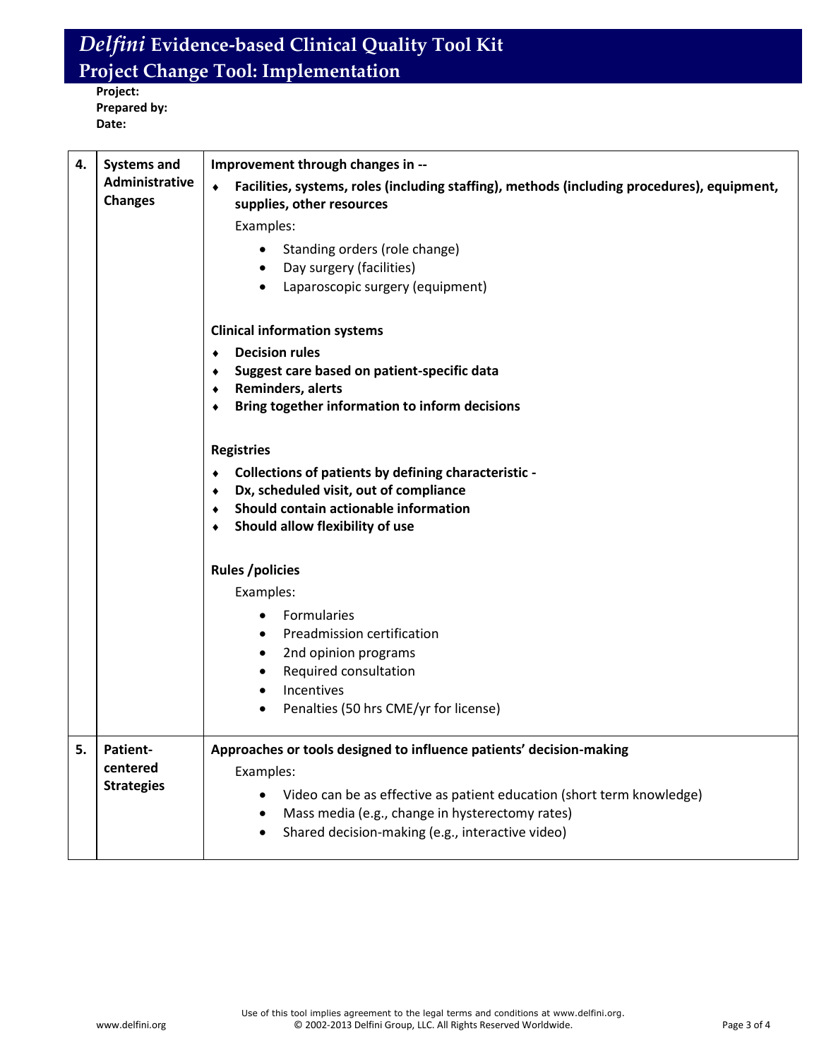# *Delfini* Evidence-based Clinical Quality Tool Kit
## Project Change Tool: Implementation

**Project:**
**Prepared by:**
**Date:**

| | | |
|---|---|---|
| **4.** | **Systems and Administrative Changes** | **Improvement through changes in --**<br>♦ **Facilities, systems, roles (including staffing), methods (including procedures), equipment, supplies, other resources**<br>Examples:<br>• Standing orders (role change)<br>• Day surgery (facilities)<br>• Laparoscopic surgery (equipment)<br><br>**Clinical information systems**<br>♦ **Decision rules**<br>♦ **Suggest care based on patient-specific data**<br>♦ **Reminders, alerts**<br>♦ **Bring together information to inform decisions**<br><br>**Registries**<br>♦ **Collections of patients by defining characteristic -**<br>♦ **Dx, scheduled visit, out of compliance**<br>♦ **Should contain actionable information**<br>♦ **Should allow flexibility of use**<br><br>**Rules /policies**<br>Examples:<br>• Formularies<br>• Preadmission certification<br>• 2nd opinion programs<br>• Required consultation<br>• Incentives<br>• Penalties (50 hrs CME/yr for license) |
| **5.** | **Patient-centered Strategies** | **Approaches or tools designed to influence patients' decision-making**<br>Examples:<br>• Video can be as effective as patient education (short term knowledge)<br>• Mass media (e.g., change in hysterectomy rates)<br>• Shared decision-making (e.g., interactive video) |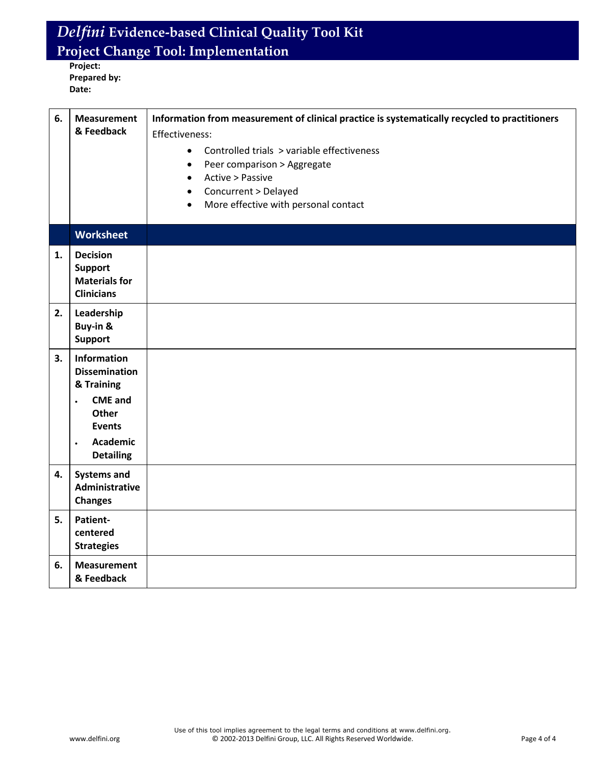# *Delfini* Evidence-based Clinical Quality Tool Kit
## Project Change Tool: Implementation

**Project:**
**Prepared by:**
**Date:**

| | | |
|---|---|---|
| **6.** | **Measurement & Feedback** | **Information from measurement of clinical practice is systematically recycled to practitioners**<br>Effectiveness:<br>• Controlled trials > variable effectiveness<br>• Peer comparison > Aggregate<br>• Active > Passive<br>• Concurrent > Delayed<br>• More effective with personal contact |
| | **Worksheet** | |
| **1.** | **Decision Support Materials for Clinicians** | |
| **2.** | **Leadership Buy-in & Support** | |
| **3.** | **Information Dissemination & Training**<br>• **CME and Other Events**<br>• **Academic Detailing** | |
| **4.** | **Systems and Administrative Changes** | |
| **5.** | **Patient-centered Strategies** | |
| **6.** | **Measurement & Feedback** | |

Use of this tool implies agreement to the legal terms and conditions at www.delfini.org.
© 2002-2013 Delfini Group, LLC. All Rights Reserved Worldwide.